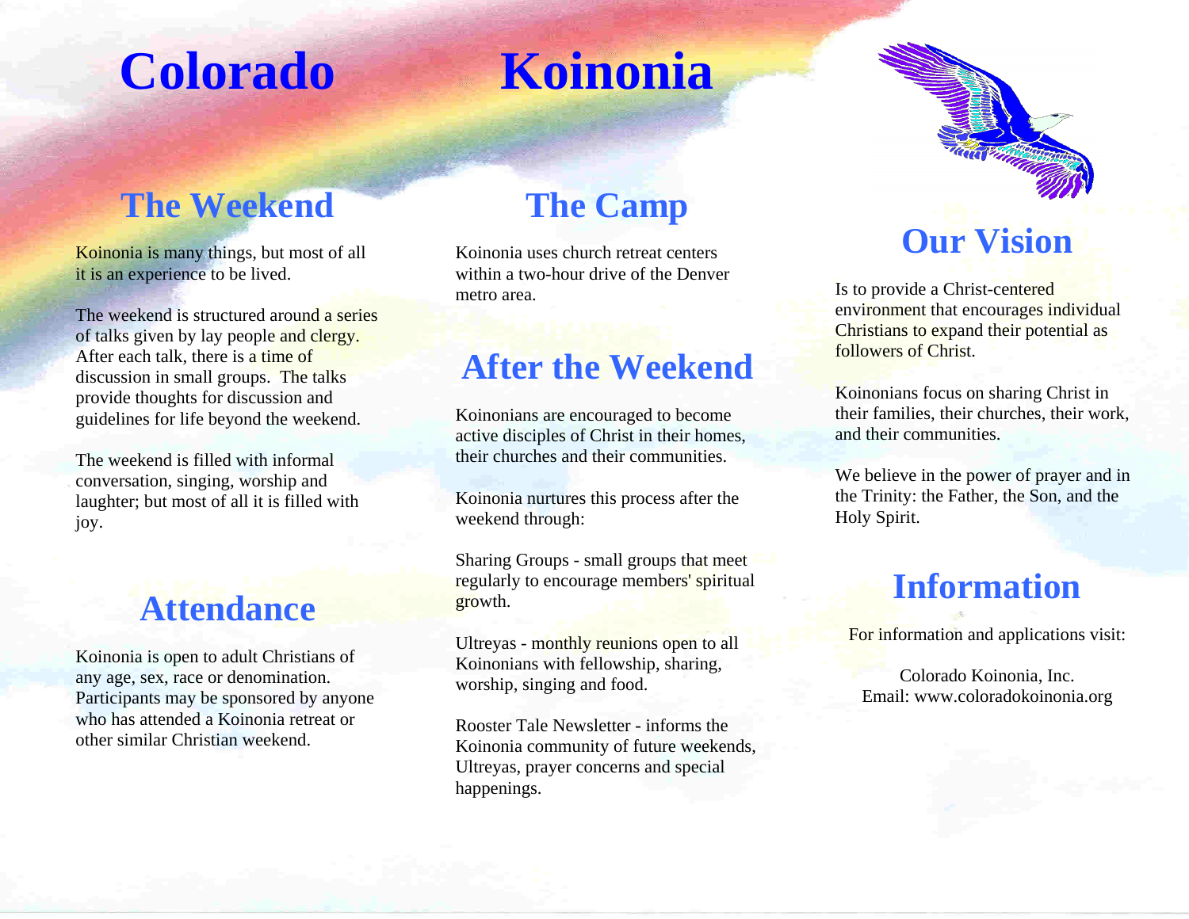# Colorado Koinonia

## The Weekend

Koinonia is many things, but most of all it is an experience to be lived.

The weekend is structured around a series of talks given by lay people and clergy. After each talk, there is a time of discussion in small groups. The talks provide thoughts for discussion and guidelines for life beyond the weekend.

The weekend is filled with informal conversation, singing, worship and laughter; but most of all it is filled with joy.

## Attendance

Koinonia is open to adult Christians of any age, sex, race or denomination. Participants may be sponsored by anyone who has attended a Koinonia retreat or other similar Christian weekend.

## The Camp

Koinonia uses church retreat centers within a two-hour drive of the Denver metro area.

## After the Weekend

Koinonians are encouraged to become active disciples of Christ in their homes, their churches and their communities.

Koinonia nurtures this process after the weekend through:

Sharing Groups - small groups that meet regularly to encourage members' spiritual growth.

Ultreyas - monthly reunions open to all Koinonians with fellowship, sharing, worship, singing and food.

Rooster Tale Newsletter - informs the Koinonia community of future weekends, Ultreyas, prayer concerns and special happenings.

## Our Vision

Is to provide a Christ-centered environment that encourages individual Christians to expand their potential as followers of Christ.

Koinonians focus on sharing Christ in their families, their churches, their work, and their communities.

We believe in the power of prayer and in the Trinity: the Father, the Son, and the Holy Spirit.

## Information

For information and applications visit:

Colorado Koinonia, Inc.
Email: www.coloradokoinonia.org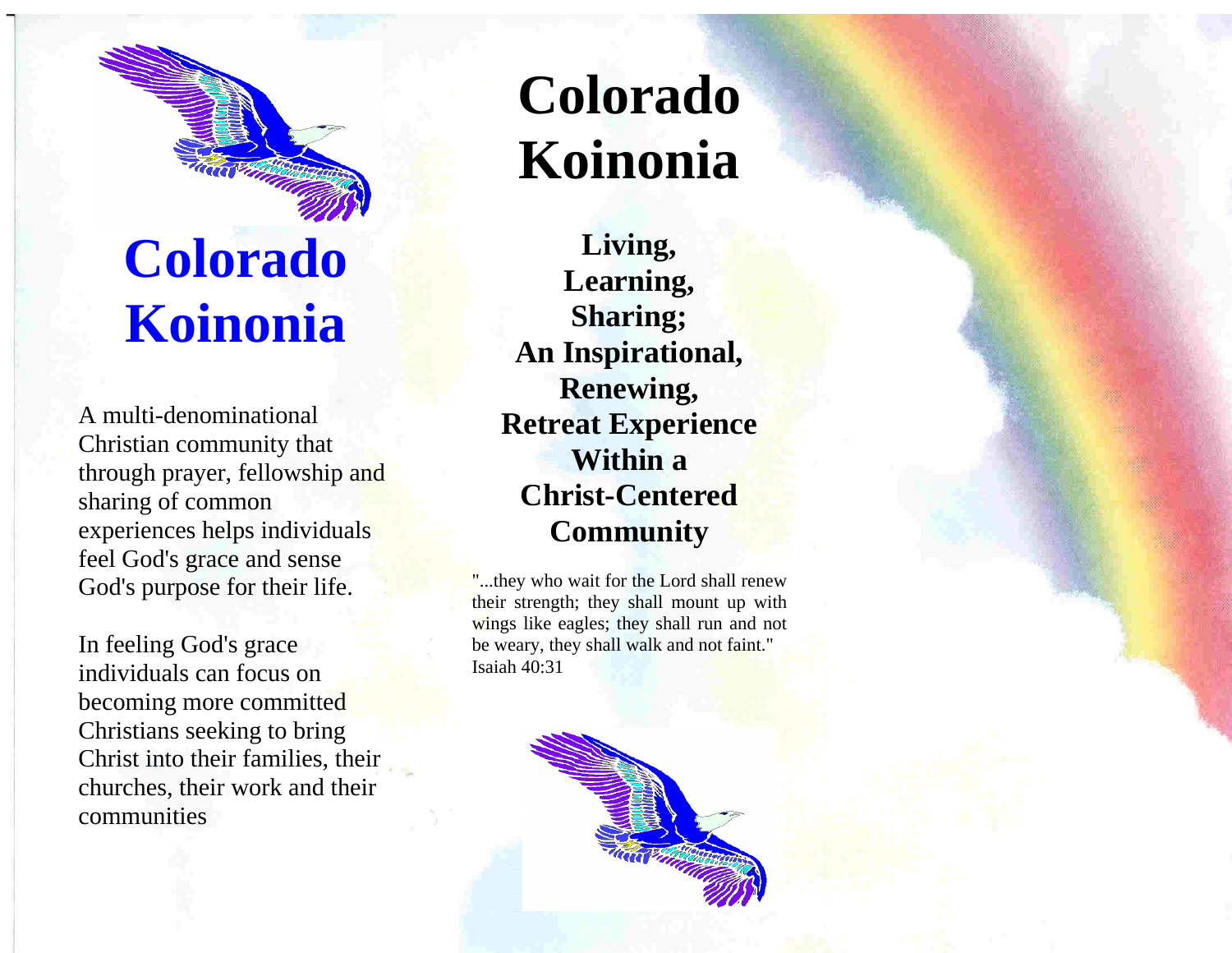# Colorado Koinonia

A multi-denominational Christian community that through prayer, fellowship and sharing of common experiences helps individuals feel God's grace and sense God's purpose for their life.

In feeling God's grace individuals can focus on becoming more committed Christians seeking to bring Christ into their families, their churches, their work and their communities

# Colorado Koinonia

**Living,
Learning,
Sharing;
An Inspirational,
Renewing,
Retreat Experience
Within a
Christ-Centered
Community**

"...they who wait for the Lord shall renew their strength; they shall mount up with wings like eagles; they shall run and not be weary, they shall walk and not faint."
Isaiah 40:31